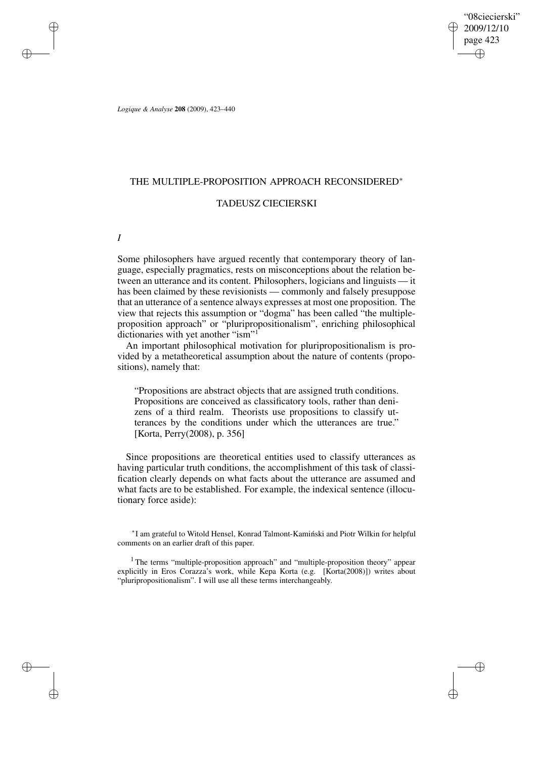# THE MULTIPLE-PROPOSITION APPROACH RECONSIDERED*

## TADEUSZ CIECIERSKI

*I*

Some philosophers have argued recently that contemporary theory of language, especially pragmatics, rests on misconceptions about the relation between an utterance and its content. Philosophers, logicians and linguists — it has been claimed by these revisionists — commonly and falsely presuppose that an utterance of a sentence always expresses at most one proposition. The view that rejects this assumption or "dogma" has been called "the multiple-proposition approach" or "pluripropositionalism", enriching philosophical dictionaries with yet another "ism"[1]

An important philosophical motivation for pluripropositionalism is provided by a metatheoretical assumption about the nature of contents (propositions), namely that:

> "Propositions are abstract objects that are assigned truth conditions. Propositions are conceived as classificatory tools, rather than denizens of a third realm. Theorists use propositions to classify utterances by the conditions under which the utterances are true." [Korta, Perry(2008), p. 356]

Since propositions are theoretical entities used to classify utterances as having particular truth conditions, the accomplishment of this task of classification clearly depends on what facts about the utterance are assumed and what facts are to be established. For example, the indexical sentence (illocutionary force aside):

*I am grateful to Witold Hensel, Konrad Talmont-Kamiński and Piotr Wilkin for helpful comments on an earlier draft of this paper.

[1] The terms "multiple-proposition approach" and "multiple-proposition theory" appear explicitly in Eros Corazza's work, while Kepa Korta (e.g. [Korta(2008)]) writes about "pluripropositionalism". I will use all these terms interchangeably.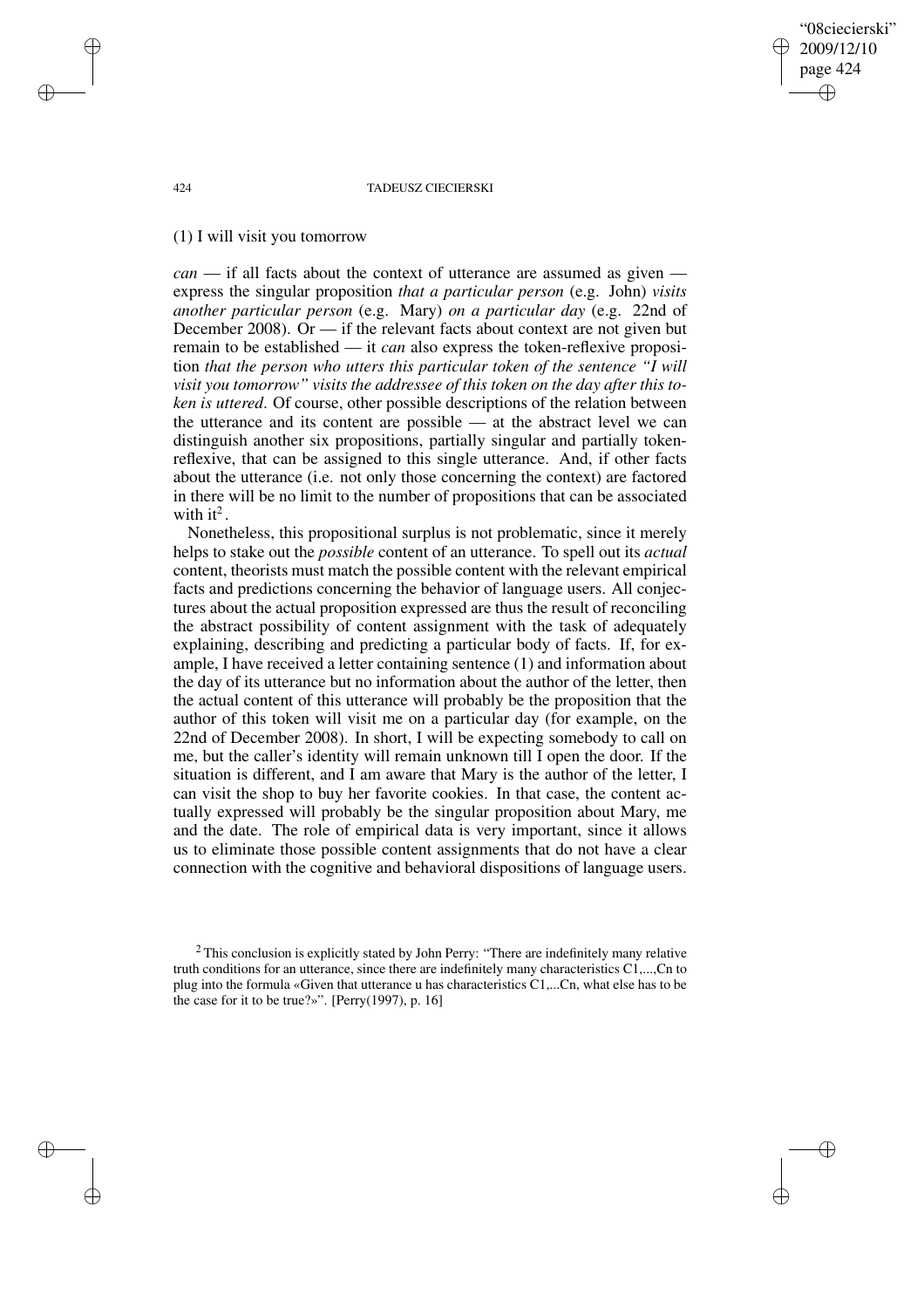(1) I will visit you tomorrow

*can* — if all facts about the context of utterance are assumed as given — express the singular proposition *that a particular person* (e.g. John) *visits another particular person* (e.g. Mary) *on a particular day* (e.g. 22nd of December 2008). Or — if the relevant facts about context are not given but remain to be established — it *can* also express the token-reflexive proposition *that the person who utters this particular token of the sentence "I will visit you tomorrow" visits the addressee of this token on the day after this token is uttered*. Of course, other possible descriptions of the relation between the utterance and its content are possible — at the abstract level we can distinguish another six propositions, partially singular and partially token-reflexive, that can be assigned to this single utterance. And, if other facts about the utterance (i.e. not only those concerning the context) are factored in there will be no limit to the number of propositions that can be associated with it[2].

Nonetheless, this propositional surplus is not problematic, since it merely helps to stake out the *possible* content of an utterance. To spell out its *actual* content, theorists must match the possible content with the relevant empirical facts and predictions concerning the behavior of language users. All conjectures about the actual proposition expressed are thus the result of reconciling the abstract possibility of content assignment with the task of adequately explaining, describing and predicting a particular body of facts. If, for example, I have received a letter containing sentence (1) and information about the day of its utterance but no information about the author of the letter, then the actual content of this utterance will probably be the proposition that the author of this token will visit me on a particular day (for example, on the 22nd of December 2008). In short, I will be expecting somebody to call on me, but the caller's identity will remain unknown till I open the door. If the situation is different, and I am aware that Mary is the author of the letter, I can visit the shop to buy her favorite cookies. In that case, the content actually expressed will probably be the singular proposition about Mary, me and the date. The role of empirical data is very important, since it allows us to eliminate those possible content assignments that do not have a clear connection with the cognitive and behavioral dispositions of language users.

[2] This conclusion is explicitly stated by John Perry: "There are indefinitely many relative truth conditions for an utterance, since there are indefinitely many characteristics C1,...,Cn to plug into the formula «Given that utterance u has characteristics C1,...Cn, what else has to be the case for it to be true?»". [Perry(1997), p. 16]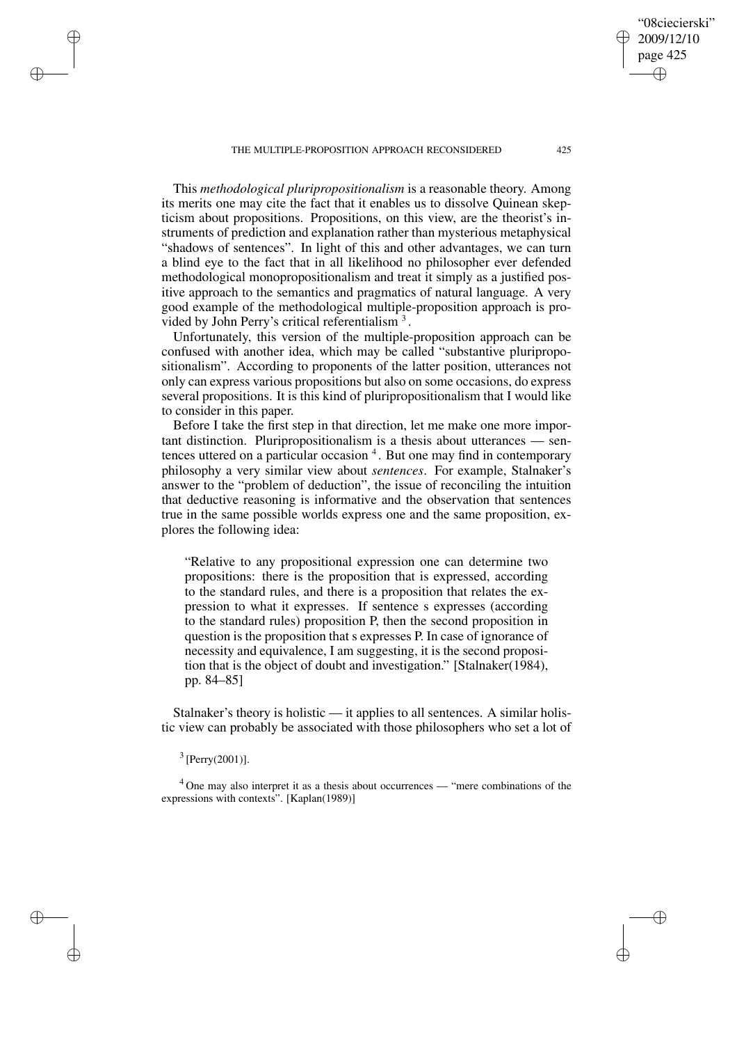This *methodological pluripropositionalism* is a reasonable theory. Among its merits one may cite the fact that it enables us to dissolve Quinean skepticism about propositions. Propositions, on this view, are the theorist's instruments of prediction and explanation rather than mysterious metaphysical "shadows of sentences". In light of this and other advantages, we can turn a blind eye to the fact that in all likelihood no philosopher ever defended methodological monopropositionalism and treat it simply as a justified positive approach to the semantics and pragmatics of natural language. A very good example of the methodological multiple-proposition approach is provided by John Perry's critical referentialism [3].

Unfortunately, this version of the multiple-proposition approach can be confused with another idea, which may be called "substantive pluripropositionalism". According to proponents of the latter position, utterances not only can express various propositions but also on some occasions, do express several propositions. It is this kind of pluripropositionalism that I would like to consider in this paper.

Before I take the first step in that direction, let me make one more important distinction. Pluripropositionalism is a thesis about utterances — sentences uttered on a particular occasion [4]. But one may find in contemporary philosophy a very similar view about *sentences*. For example, Stalnaker's answer to the "problem of deduction", the issue of reconciling the intuition that deductive reasoning is informative and the observation that sentences true in the same possible worlds express one and the same proposition, explores the following idea:

> "Relative to any propositional expression one can determine two propositions: there is the proposition that is expressed, according to the standard rules, and there is a proposition that relates the expression to what it expresses. If sentence s expresses (according to the standard rules) proposition P, then the second proposition in question is the proposition that s expresses P. In case of ignorance of necessity and equivalence, I am suggesting, it is the second proposition that is the object of doubt and investigation." [Stalnaker(1984), pp. 84–85]

Stalnaker's theory is holistic — it applies to all sentences. A similar holistic view can probably be associated with those philosophers who set a lot of

[3] [Perry(2001)].

[4] One may also interpret it as a thesis about occurrences — "mere combinations of the expressions with contexts". [Kaplan(1989)]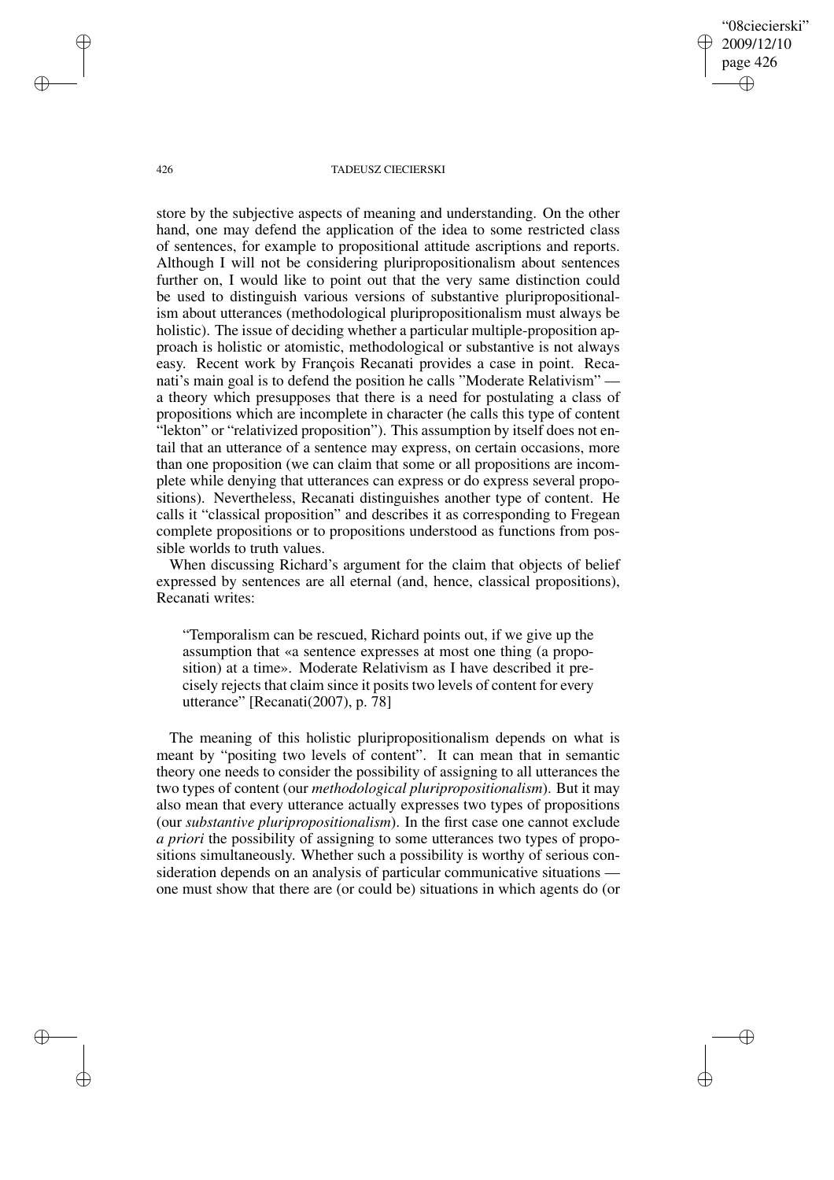store by the subjective aspects of meaning and understanding. On the other hand, one may defend the application of the idea to some restricted class of sentences, for example to propositional attitude ascriptions and reports. Although I will not be considering pluripropositionalism about sentences further on, I would like to point out that the very same distinction could be used to distinguish various versions of substantive pluripropositionalism about utterances (methodological pluripropositionalism must always be holistic). The issue of deciding whether a particular multiple-proposition approach is holistic or atomistic, methodological or substantive is not always easy. Recent work by François Recanati provides a case in point. Recanati's main goal is to defend the position he calls "Moderate Relativism" — a theory which presupposes that there is a need for postulating a class of propositions which are incomplete in character (he calls this type of content "lekton" or "relativized proposition"). This assumption by itself does not entail that an utterance of a sentence may express, on certain occasions, more than one proposition (we can claim that some or all propositions are incomplete while denying that utterances can express or do express several propositions). Nevertheless, Recanati distinguishes another type of content. He calls it "classical proposition" and describes it as corresponding to Fregean complete propositions or to propositions understood as functions from possible worlds to truth values.

When discussing Richard's argument for the claim that objects of belief expressed by sentences are all eternal (and, hence, classical propositions), Recanati writes:

> "Temporalism can be rescued, Richard points out, if we give up the assumption that «a sentence expresses at most one thing (a proposition) at a time». Moderate Relativism as I have described it precisely rejects that claim since it posits two levels of content for every utterance" [Recanati(2007), p. 78]

The meaning of this holistic pluripropositionalism depends on what is meant by "positing two levels of content". It can mean that in semantic theory one needs to consider the possibility of assigning to all utterances the two types of content (our *methodological pluripropositionalism*). But it may also mean that every utterance actually expresses two types of propositions (our *substantive pluripropositionalism*). In the first case one cannot exclude *a priori* the possibility of assigning to some utterances two types of propositions simultaneously. Whether such a possibility is worthy of serious consideration depends on an analysis of particular communicative situations — one must show that there are (or could be) situations in which agents do (or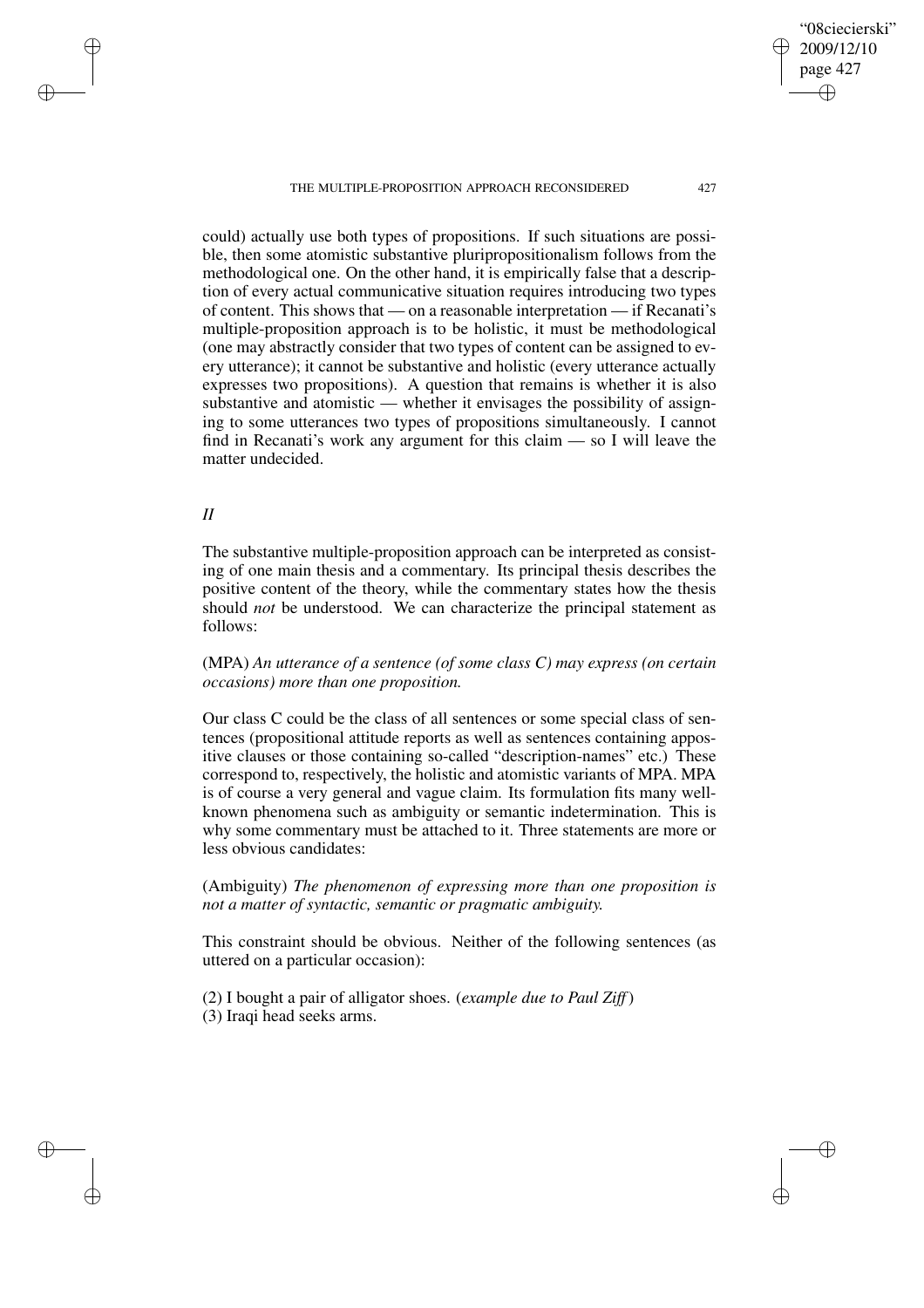could) actually use both types of propositions. If such situations are possible, then some atomistic substantive pluripropositionalism follows from the methodological one. On the other hand, it is empirically false that a description of every actual communicative situation requires introducing two types of content. This shows that — on a reasonable interpretation — if Recanati's multiple-proposition approach is to be holistic, it must be methodological (one may abstractly consider that two types of content can be assigned to every utterance); it cannot be substantive and holistic (every utterance actually expresses two propositions). A question that remains is whether it is also substantive and atomistic — whether it envisages the possibility of assigning to some utterances two types of propositions simultaneously. I cannot find in Recanati's work any argument for this claim — so I will leave the matter undecided.

## *II*

The substantive multiple-proposition approach can be interpreted as consisting of one main thesis and a commentary. Its principal thesis describes the positive content of the theory, while the commentary states how the thesis should *not* be understood. We can characterize the principal statement as follows:

(MPA) *An utterance of a sentence (of some class C) may express (on certain occasions) more than one proposition.*

Our class C could be the class of all sentences or some special class of sentences (propositional attitude reports as well as sentences containing appositive clauses or those containing so-called "description-names" etc.) These correspond to, respectively, the holistic and atomistic variants of MPA. MPA is of course a very general and vague claim. Its formulation fits many well-known phenomena such as ambiguity or semantic indetermination. This is why some commentary must be attached to it. Three statements are more or less obvious candidates:

(Ambiguity) *The phenomenon of expressing more than one proposition is not a matter of syntactic, semantic or pragmatic ambiguity.*

This constraint should be obvious. Neither of the following sentences (as uttered on a particular occasion):

(2) I bought a pair of alligator shoes. (*example due to Paul Ziff*)
(3) Iraqi head seeks arms.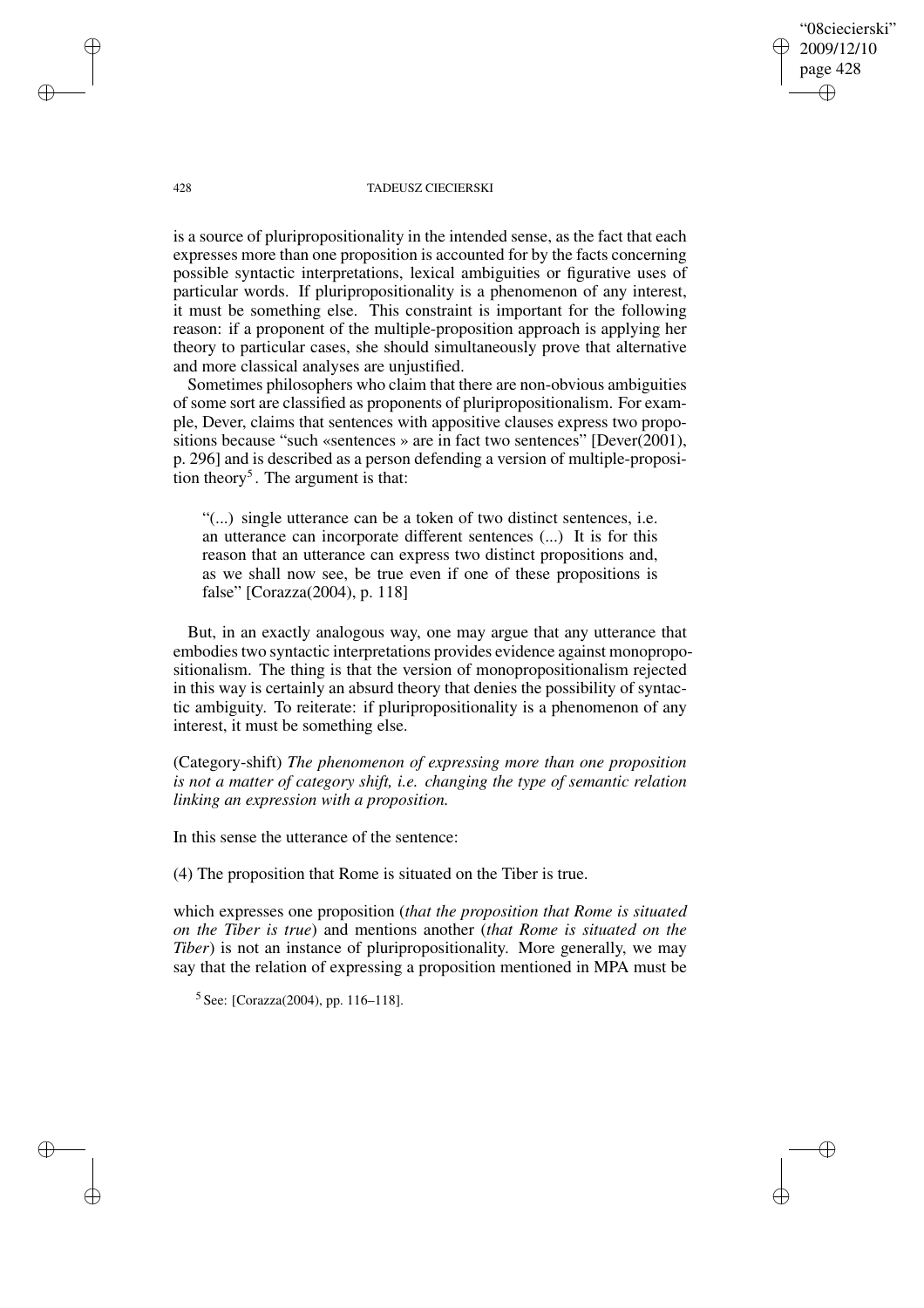is a source of pluripropositionality in the intended sense, as the fact that each expresses more than one proposition is accounted for by the facts concerning possible syntactic interpretations, lexical ambiguities or figurative uses of particular words. If pluripropositionality is a phenomenon of any interest, it must be something else. This constraint is important for the following reason: if a proponent of the multiple-proposition approach is applying her theory to particular cases, she should simultaneously prove that alternative and more classical analyses are unjustified.

Sometimes philosophers who claim that there are non-obvious ambiguities of some sort are classified as proponents of pluripropositionalism. For example, Dever, claims that sentences with appositive clauses express two propositions because "such «sentences » are in fact two sentences" [Dever(2001), p. 296] and is described as a person defending a version of multiple-proposition theory[5]. The argument is that:

> "(...) single utterance can be a token of two distinct sentences, i.e. an utterance can incorporate different sentences (...) It is for this reason that an utterance can express two distinct propositions and, as we shall now see, be true even if one of these propositions is false" [Corazza(2004), p. 118]

But, in an exactly analogous way, one may argue that any utterance that embodies two syntactic interpretations provides evidence against monopropositionalism. The thing is that the version of monopropositionalism rejected in this way is certainly an absurd theory that denies the possibility of syntactic ambiguity. To reiterate: if pluripropositionality is a phenomenon of any interest, it must be something else.

(Category-shift) *The phenomenon of expressing more than one proposition is not a matter of category shift, i.e. changing the type of semantic relation linking an expression with a proposition.*

In this sense the utterance of the sentence:

(4) The proposition that Rome is situated on the Tiber is true.

which expresses one proposition (*that the proposition that Rome is situated on the Tiber is true*) and mentions another (*that Rome is situated on the Tiber*) is not an instance of pluripropositionality. More generally, we may say that the relation of expressing a proposition mentioned in MPA must be

[5] See: [Corazza(2004), pp. 116–118].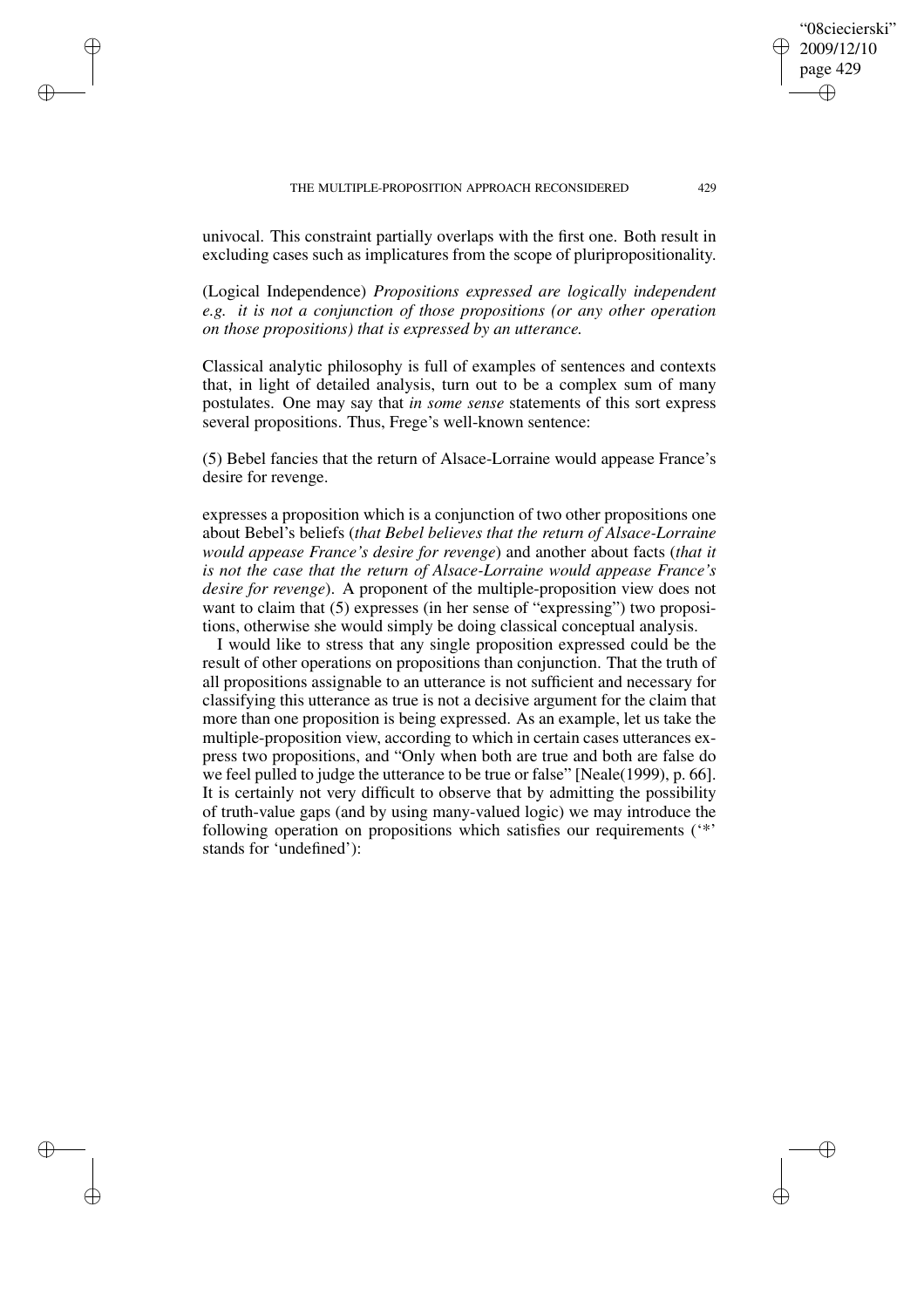univocal. This constraint partially overlaps with the first one. Both result in excluding cases such as implicatures from the scope of pluripropositionality.

(Logical Independence) *Propositions expressed are logically independent e.g. it is not a conjunction of those propositions (or any other operation on those propositions) that is expressed by an utterance.*

Classical analytic philosophy is full of examples of sentences and contexts that, in light of detailed analysis, turn out to be a complex sum of many postulates. One may say that *in some sense* statements of this sort express several propositions. Thus, Frege's well-known sentence:

(5) Bebel fancies that the return of Alsace-Lorraine would appease France's desire for revenge.

expresses a proposition which is a conjunction of two other propositions one about Bebel's beliefs (*that Bebel believes that the return of Alsace-Lorraine would appease France's desire for revenge*) and another about facts (*that it is not the case that the return of Alsace-Lorraine would appease France's desire for revenge*). A proponent of the multiple-proposition view does not want to claim that (5) expresses (in her sense of "expressing") two propositions, otherwise she would simply be doing classical conceptual analysis.

I would like to stress that any single proposition expressed could be the result of other operations on propositions than conjunction. That the truth of all propositions assignable to an utterance is not sufficient and necessary for classifying this utterance as true is not a decisive argument for the claim that more than one proposition is being expressed. As an example, let us take the multiple-proposition view, according to which in certain cases utterances express two propositions, and "Only when both are true and both are false do we feel pulled to judge the utterance to be true or false" [Neale(1999), p. 66]. It is certainly not very difficult to observe that by admitting the possibility of truth-value gaps (and by using many-valued logic) we may introduce the following operation on propositions which satisfies our requirements ('*' stands for 'undefined'):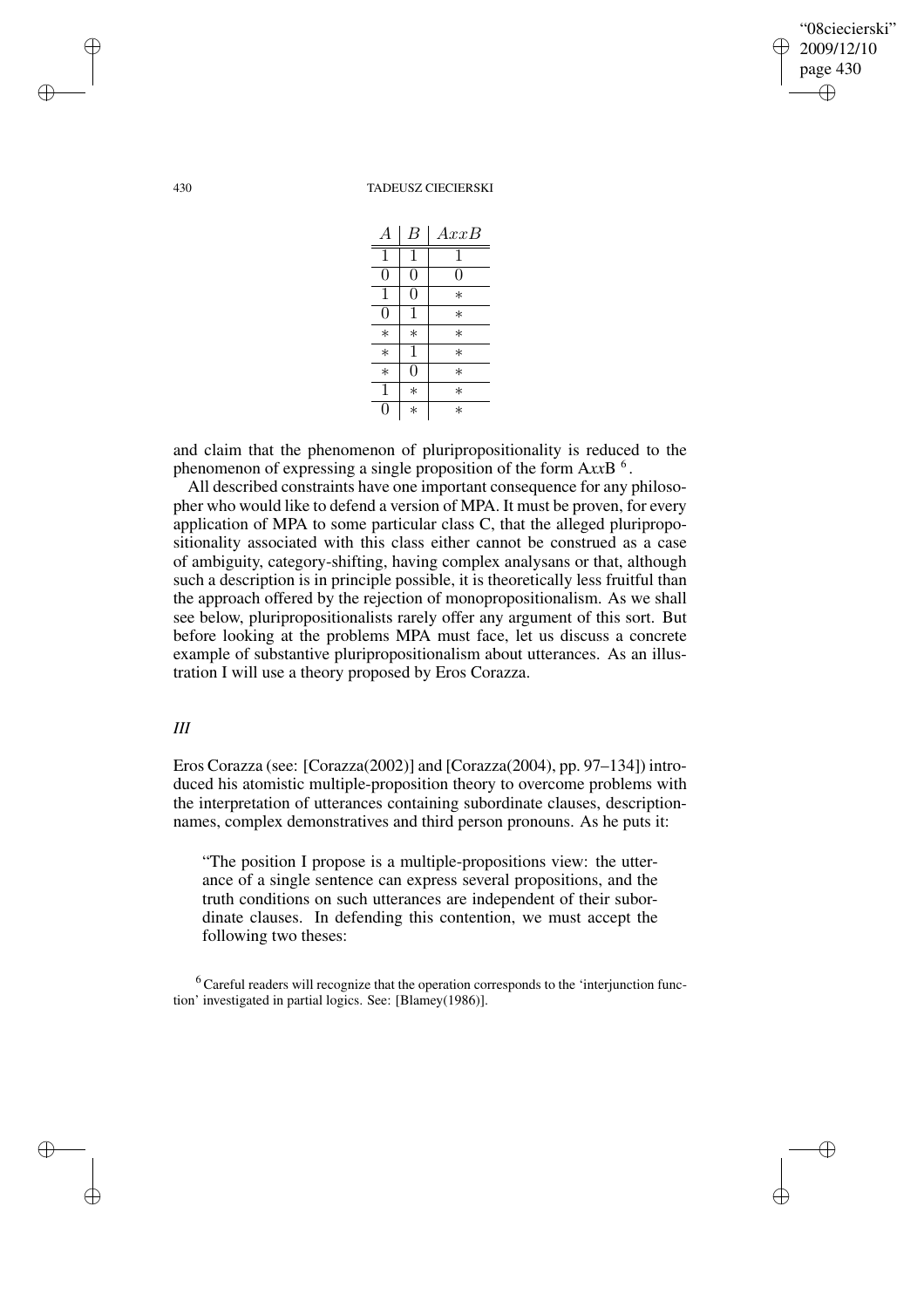| $A$ | $B$ | $AxxB$ |
|---|---|---|
| 1 | 1 | 1 |
| 0 | 0 | 0 |
| 1 | 0 | $*$ |
| 0 | 1 | $*$ |
| $*$ | $*$ | $*$ |
| $*$ | 1 | $*$ |
| $*$ | 0 | $*$ |
| 1 | $*$ | $*$ |
| 0 | $*$ | $*$ |

and claim that the phenomenon of pluripropositionality is reduced to the phenomenon of expressing a single proposition of the form A*xx*B [6].

All described constraints have one important consequence for any philosopher who would like to defend a version of MPA. It must be proven, for every application of MPA to some particular class C, that the alleged pluripropositionality associated with this class either cannot be construed as a case of ambiguity, category-shifting, having complex analysans or that, although such a description is in principle possible, it is theoretically less fruitful than the approach offered by the rejection of monopropositionalism. As we shall see below, pluripropositionalists rarely offer any argument of this sort. But before looking at the problems MPA must face, let us discuss a concrete example of substantive pluripropositionalism about utterances. As an illustration I will use a theory proposed by Eros Corazza.

### *III*

Eros Corazza (see: [Corazza(2002)] and [Corazza(2004), pp. 97–134]) introduced his atomistic multiple-proposition theory to overcome problems with the interpretation of utterances containing subordinate clauses, description-names, complex demonstratives and third person pronouns. As he puts it:

> "The position I propose is a multiple-propositions view: the utterance of a single sentence can express several propositions, and the truth conditions on such utterances are independent of their subordinate clauses. In defending this contention, we must accept the following two theses:

[6] Careful readers will recognize that the operation corresponds to the 'interjunction function' investigated in partial logics. See: [Blamey(1986)].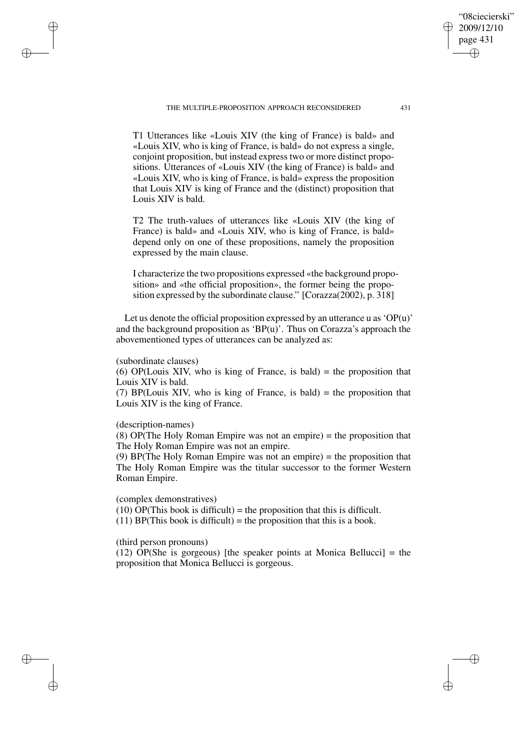T1 Utterances like «Louis XIV (the king of France) is bald» and «Louis XIV, who is king of France, is bald» do not express a single, conjoint proposition, but instead express two or more distinct propositions. Utterances of «Louis XIV (the king of France) is bald» and «Louis XIV, who is king of France, is bald» express the proposition that Louis XIV is king of France and the (distinct) proposition that Louis XIV is bald.

T2 The truth-values of utterances like «Louis XIV (the king of France) is bald» and «Louis XIV, who is king of France, is bald» depend only on one of these propositions, namely the proposition expressed by the main clause.

I characterize the two propositions expressed «the background proposition» and «the official proposition», the former being the proposition expressed by the subordinate clause." [Corazza(2002), p. 318]

Let us denote the official proposition expressed by an utterance u as 'OP(u)' and the background proposition as 'BP(u)'. Thus on Corazza's approach the abovementioned types of utterances can be analyzed as:

(subordinate clauses)
(6) OP(Louis XIV, who is king of France, is bald) = the proposition that Louis XIV is bald.
(7) BP(Louis XIV, who is king of France, is bald) = the proposition that Louis XIV is the king of France.

(description-names)
(8) OP(The Holy Roman Empire was not an empire) = the proposition that The Holy Roman Empire was not an empire.
(9) BP(The Holy Roman Empire was not an empire) = the proposition that The Holy Roman Empire was the titular successor to the former Western Roman Empire.

(complex demonstratives)
(10) OP(This book is difficult) = the proposition that this is difficult.
(11) BP(This book is difficult) = the proposition that this is a book.

(third person pronouns)
(12) OP(She is gorgeous) [the speaker points at Monica Bellucci] = the proposition that Monica Bellucci is gorgeous.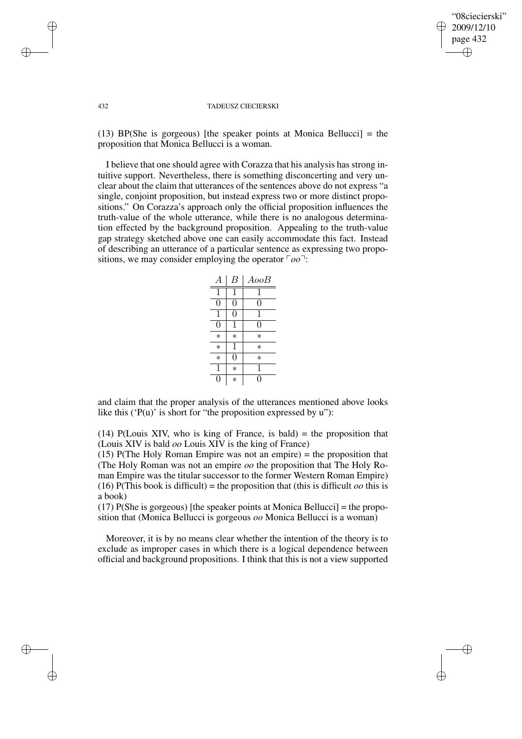(13) BP(She is gorgeous) [the speaker points at Monica Bellucci] = the proposition that Monica Bellucci is a woman.

I believe that one should agree with Corazza that his analysis has strong intuitive support. Nevertheless, there is something disconcerting and very unclear about the claim that utterances of the sentences above do not express "a single, conjoint proposition, but instead express two or more distinct propositions." On Corazza's approach only the official proposition influences the truth-value of the whole utterance, while there is no analogous determination effected by the background proposition. Appealing to the truth-value gap strategy sketched above one can easily accommodate this fact. Instead of describing an utterance of a particular sentence as expressing two propositions, we may consider employing the operator $\ulcorner oo \urcorner$:

| $A$ | $B$ | $AooB$ |
|---|---|---|
| 1 | 1 | 1 |
| 0 | 0 | 0 |
| 1 | 0 | 1 |
| 0 | 1 | 0 |
| $*$ | $*$ | $*$ |
| $*$ | 1 | $*$ |
| $*$ | 0 | $*$ |
| 1 | $*$ | 1 |
| 0 | $*$ | 0 |

and claim that the proper analysis of the utterances mentioned above looks like this ('P(u)' is short for "the proposition expressed by u"):

(14) P(Louis XIV, who is king of France, is bald) = the proposition that (Louis XIV is bald *oo* Louis XIV is the king of France)
(15) P(The Holy Roman Empire was not an empire) = the proposition that (The Holy Roman was not an empire *oo* the proposition that The Holy Roman Empire was the titular successor to the former Western Roman Empire)
(16) P(This book is difficult) = the proposition that (this is difficult *oo* this is a book)
(17) P(She is gorgeous) [the speaker points at Monica Bellucci] = the proposition that (Monica Bellucci is gorgeous *oo* Monica Bellucci is a woman)

Moreover, it is by no means clear whether the intention of the theory is to exclude as improper cases in which there is a logical dependence between official and background propositions. I think that this is not a view supported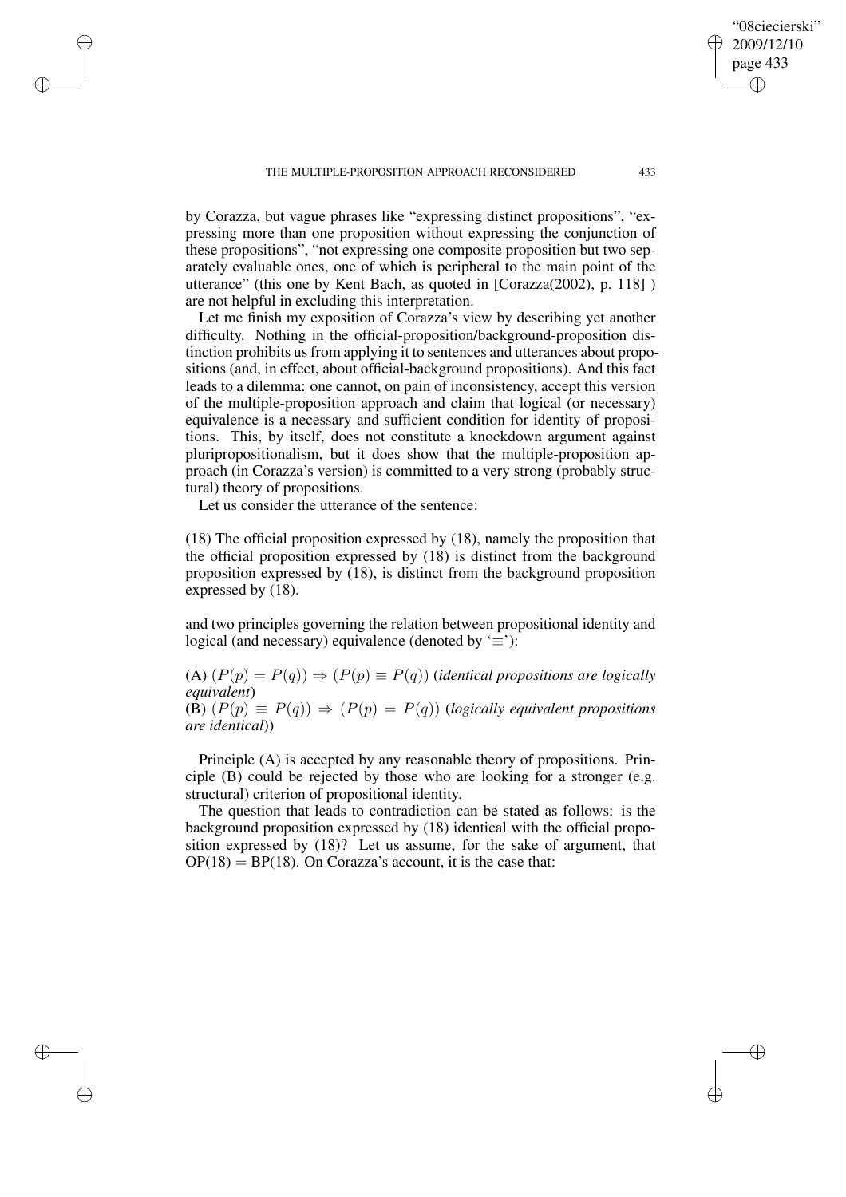by Corazza, but vague phrases like "expressing distinct propositions", "expressing more than one proposition without expressing the conjunction of these propositions", "not expressing one composite proposition but two separately evaluable ones, one of which is peripheral to the main point of the utterance" (this one by Kent Bach, as quoted in [Corazza(2002), p. 118] ) are not helpful in excluding this interpretation.

Let me finish my exposition of Corazza's view by describing yet another difficulty. Nothing in the official-proposition/background-proposition distinction prohibits us from applying it to sentences and utterances about propositions (and, in effect, about official-background propositions). And this fact leads to a dilemma: one cannot, on pain of inconsistency, accept this version of the multiple-proposition approach and claim that logical (or necessary) equivalence is a necessary and sufficient condition for identity of propositions. This, by itself, does not constitute a knockdown argument against pluripropositionalism, but it does show that the multiple-proposition approach (in Corazza's version) is committed to a very strong (probably structural) theory of propositions.

Let us consider the utterance of the sentence:

(18) The official proposition expressed by (18), namely the proposition that the official proposition expressed by (18) is distinct from the background proposition expressed by (18), is distinct from the background proposition expressed by (18).

and two principles governing the relation between propositional identity and logical (and necessary) equivalence (denoted by '$\equiv$'):

(A) $(P(p) = P(q)) \Rightarrow (P(p) \equiv P(q))$ (*identical propositions are logically equivalent*)
(B) $(P(p) \equiv P(q)) \Rightarrow (P(p) = P(q))$ (*logically equivalent propositions are identical*))

Principle (A) is accepted by any reasonable theory of propositions. Principle (B) could be rejected by those who are looking for a stronger (e.g. structural) criterion of propositional identity.

The question that leads to contradiction can be stated as follows: is the background proposition expressed by (18) identical with the official proposition expressed by (18)? Let us assume, for the sake of argument, that $\mathrm{OP}(18) = \mathrm{BP}(18)$. On Corazza's account, it is the case that: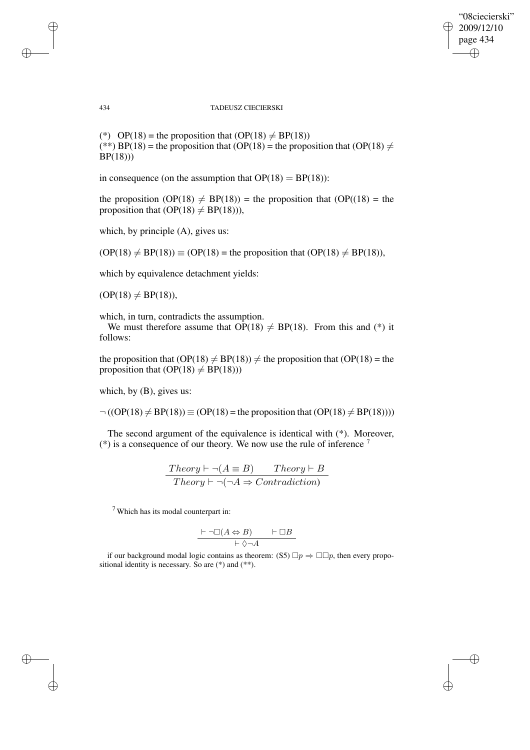(*) OP(18) = the proposition that (OP(18) $\neq$ BP(18))
(**) BP(18) = the proposition that (OP(18) = the proposition that (OP(18) $\neq$ BP(18)))

in consequence (on the assumption that OP(18) = BP(18)):

the proposition (OP(18) $\neq$ BP(18)) = the proposition that (OP((18) = the proposition that (OP(18) $\neq$ BP(18))),

which, by principle (A), gives us:

(OP(18) $\neq$ BP(18)) $\equiv$ (OP(18) = the proposition that (OP(18) $\neq$ BP(18)),

which by equivalence detachment yields:

(OP(18) $\neq$ BP(18)),

which, in turn, contradicts the assumption.

We must therefore assume that OP(18) $\neq$ BP(18). From this and (*) it follows:

the proposition that (OP(18) $\neq$ BP(18)) $\neq$ the proposition that (OP(18) = the proposition that (OP(18) $\neq$ BP(18)))

which, by (B), gives us:

$\neg$ ((OP(18) $\neq$ BP(18)) $\equiv$ (OP(18) = the proposition that (OP(18) $\neq$ BP(18))))

The second argument of the equivalence is identical with (*). Moreover, (*) is a consequence of our theory. We now use the rule of inference [7]

$$\frac{Theory \vdash \neg(A \equiv B) \qquad Theory \vdash B}{Theory \vdash \neg(\neg A \Rightarrow Contradiction)}$$

[7] Which has its modal counterpart in:

$$\frac{\vdash \neg\Box(A \Leftrightarrow B) \qquad \vdash \Box B}{\vdash \Diamond\neg A}$$

if our background modal logic contains as theorem: (S5) $\Box p \Rightarrow \Box\Box p$, then every propositional identity is necessary. So are (*) and (**).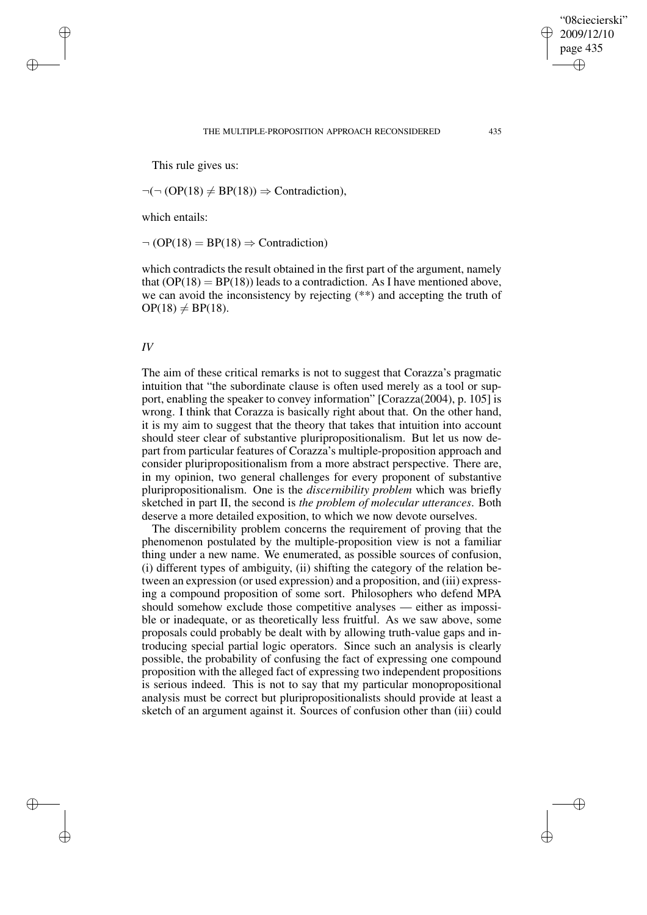This rule gives us:

$\neg(\neg\,(\mathrm{OP}(18) \neq \mathrm{BP}(18)) \Rightarrow \text{Contradiction})$,

which entails:

$\neg\,(\mathrm{OP}(18) = \mathrm{BP}(18) \Rightarrow \text{Contradiction})$

which contradicts the result obtained in the first part of the argument, namely that $(\mathrm{OP}(18) = \mathrm{BP}(18))$ leads to a contradiction. As I have mentioned above, we can avoid the inconsistency by rejecting (**) and accepting the truth of $\mathrm{OP}(18) \neq \mathrm{BP}(18)$.

## *IV*

The aim of these critical remarks is not to suggest that Corazza's pragmatic intuition that "the subordinate clause is often used merely as a tool or support, enabling the speaker to convey information" [Corazza(2004), p. 105] is wrong. I think that Corazza is basically right about that. On the other hand, it is my aim to suggest that the theory that takes that intuition into account should steer clear of substantive pluripropositionalism. But let us now depart from particular features of Corazza's multiple-proposition approach and consider pluripropositionalism from a more abstract perspective. There are, in my opinion, two general challenges for every proponent of substantive pluripropositionalism. One is the *discernibility problem* which was briefly sketched in part II, the second is *the problem of molecular utterances*. Both deserve a more detailed exposition, to which we now devote ourselves.

The discernibility problem concerns the requirement of proving that the phenomenon postulated by the multiple-proposition view is not a familiar thing under a new name. We enumerated, as possible sources of confusion, (i) different types of ambiguity, (ii) shifting the category of the relation between an expression (or used expression) and a proposition, and (iii) expressing a compound proposition of some sort. Philosophers who defend MPA should somehow exclude those competitive analyses — either as impossible or inadequate, or as theoretically less fruitful. As we saw above, some proposals could probably be dealt with by allowing truth-value gaps and introducing special partial logic operators. Since such an analysis is clearly possible, the probability of confusing the fact of expressing one compound proposition with the alleged fact of expressing two independent propositions is serious indeed. This is not to say that my particular monopropositional analysis must be correct but pluripropositionalists should provide at least a sketch of an argument against it. Sources of confusion other than (iii) could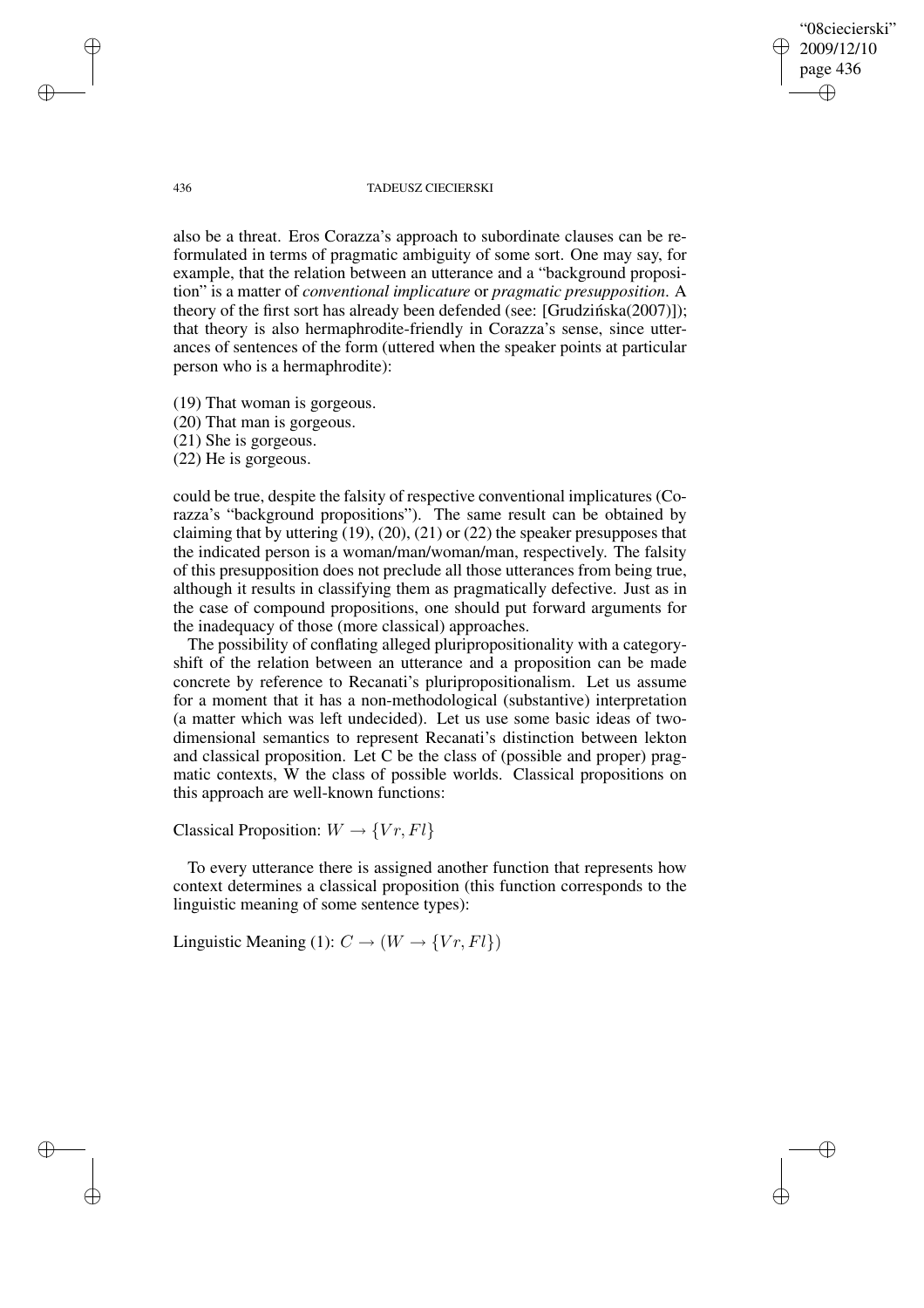also be a threat. Eros Corazza's approach to subordinate clauses can be reformulated in terms of pragmatic ambiguity of some sort. One may say, for example, that the relation between an utterance and a "background proposition" is a matter of *conventional implicature* or *pragmatic presupposition*. A theory of the first sort has already been defended (see: [Grudzińska(2007)]); that theory is also hermaphrodite-friendly in Corazza's sense, since utterances of sentences of the form (uttered when the speaker points at particular person who is a hermaphrodite):

(19) That woman is gorgeous.
(20) That man is gorgeous.
(21) She is gorgeous.
(22) He is gorgeous.

could be true, despite the falsity of respective conventional implicatures (Corazza's "background propositions"). The same result can be obtained by claiming that by uttering (19), (20), (21) or (22) the speaker presupposes that the indicated person is a woman/man/woman/man, respectively. The falsity of this presupposition does not preclude all those utterances from being true, although it results in classifying them as pragmatically defective. Just as in the case of compound propositions, one should put forward arguments for the inadequacy of those (more classical) approaches.

The possibility of conflating alleged pluripropositionality with a category-shift of the relation between an utterance and a proposition can be made concrete by reference to Recanati's pluripropositionalism. Let us assume for a moment that it has a non-methodological (substantive) interpretation (a matter which was left undecided). Let us use some basic ideas of two-dimensional semantics to represent Recanati's distinction between lekton and classical proposition. Let C be the class of (possible and proper) pragmatic contexts, W the class of possible worlds. Classical propositions on this approach are well-known functions:

Classical Proposition: $W \rightarrow \{Vr, Fl\}$

To every utterance there is assigned another function that represents how context determines a classical proposition (this function corresponds to the linguistic meaning of some sentence types):

Linguistic Meaning (1): $C \rightarrow (W \rightarrow \{Vr, Fl\})$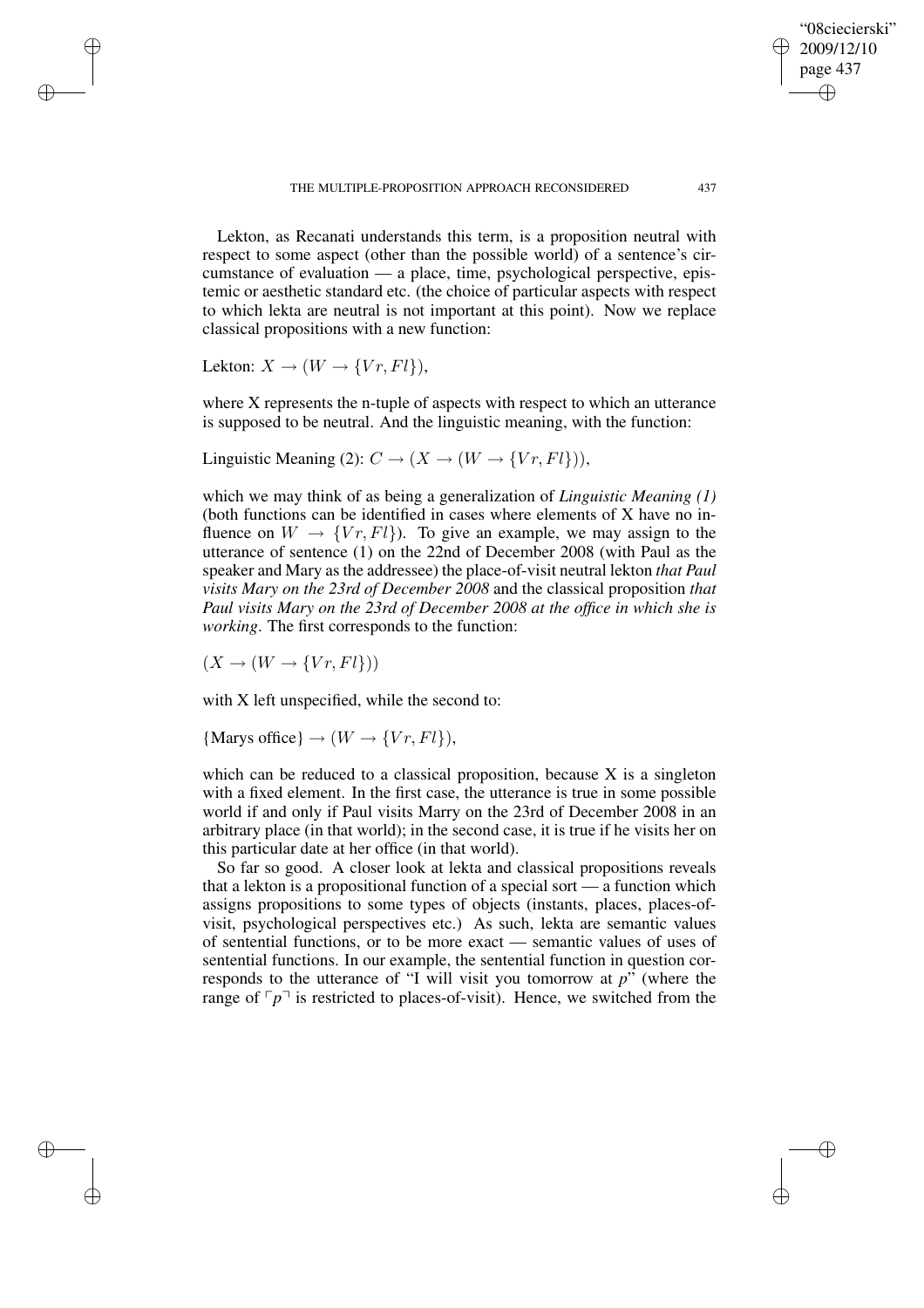Lekton, as Recanati understands this term, is a proposition neutral with respect to some aspect (other than the possible world) of a sentence's circumstance of evaluation — a place, time, psychological perspective, epistemic or aesthetic standard etc. (the choice of particular aspects with respect to which lekta are neutral is not important at this point). Now we replace classical propositions with a new function:

Lekton: $X \rightarrow (W \rightarrow \{Vr, Fl\})$,

where X represents the n-tuple of aspects with respect to which an utterance is supposed to be neutral. And the linguistic meaning, with the function:

Linguistic Meaning (2): $C \rightarrow (X \rightarrow (W \rightarrow \{Vr, Fl\}))$,

which we may think of as being a generalization of *Linguistic Meaning (1)* (both functions can be identified in cases where elements of X have no influence on $W \rightarrow \{Vr, Fl\}$). To give an example, we may assign to the utterance of sentence (1) on the 22nd of December 2008 (with Paul as the speaker and Mary as the addressee) the place-of-visit neutral lekton *that Paul visits Mary on the 23rd of December 2008* and the classical proposition *that Paul visits Mary on the 23rd of December 2008 at the office in which she is working*. The first corresponds to the function:

$(X \rightarrow (W \rightarrow \{Vr, Fl\}))$

with X left unspecified, while the second to:

$\{\text{Marys office}\} \rightarrow (W \rightarrow \{Vr, Fl\})$,

which can be reduced to a classical proposition, because X is a singleton with a fixed element. In the first case, the utterance is true in some possible world if and only if Paul visits Marry on the 23rd of December 2008 in an arbitrary place (in that world); in the second case, it is true if he visits her on this particular date at her office (in that world).

So far so good. A closer look at lekta and classical propositions reveals that a lekton is a propositional function of a special sort — a function which assigns propositions to some types of objects (instants, places, places-of-visit, psychological perspectives etc.) As such, lekta are semantic values of sentential functions, or to be more exact — semantic values of uses of sentential functions. In our example, the sentential function in question corresponds to the utterance of "I will visit you tomorrow at *p*" (where the range of $\ulcorner p \urcorner$ is restricted to places-of-visit). Hence, we switched from the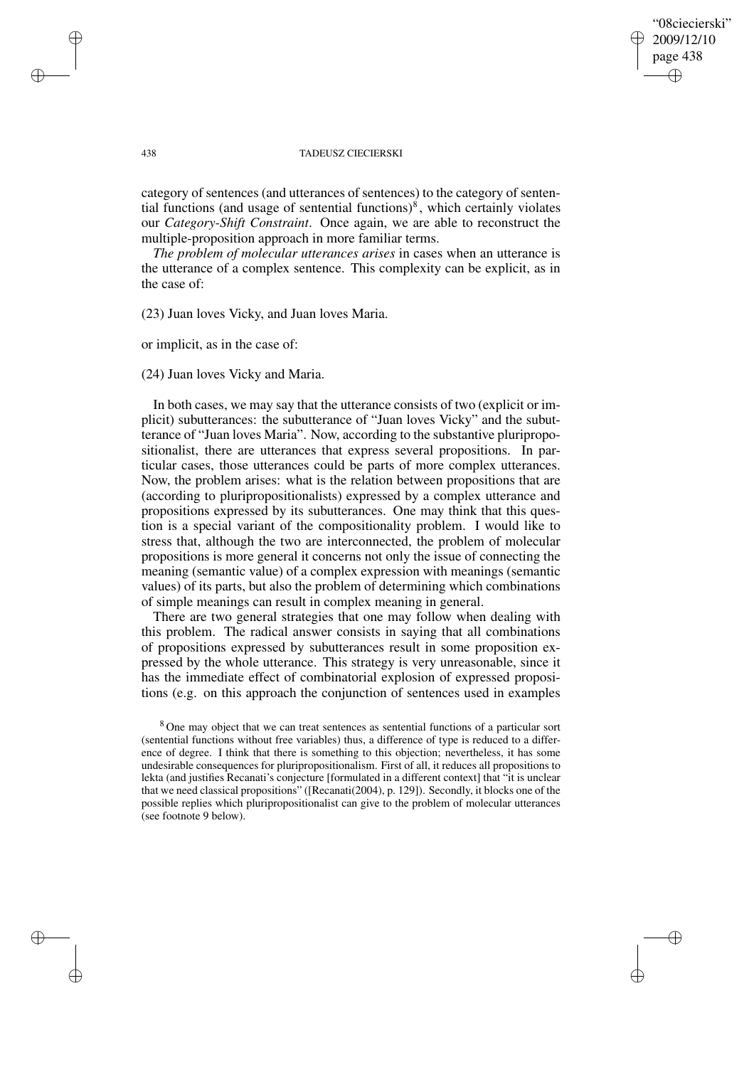category of sentences (and utterances of sentences) to the category of sentential functions (and usage of sentential functions)[8], which certainly violates our *Category-Shift Constraint*. Once again, we are able to reconstruct the multiple-proposition approach in more familiar terms.

*The problem of molecular utterances arises* in cases when an utterance is the utterance of a complex sentence. This complexity can be explicit, as in the case of:

(23) Juan loves Vicky, and Juan loves Maria.

or implicit, as in the case of:

(24) Juan loves Vicky and Maria.

In both cases, we may say that the utterance consists of two (explicit or implicit) subutterances: the subutterance of "Juan loves Vicky" and the subutterance of "Juan loves Maria". Now, according to the substantive pluripropositionalist, there are utterances that express several propositions. In particular cases, those utterances could be parts of more complex utterances. Now, the problem arises: what is the relation between propositions that are (according to pluripropositionalists) expressed by a complex utterance and propositions expressed by its subutterances. One may think that this question is a special variant of the compositionality problem. I would like to stress that, although the two are interconnected, the problem of molecular propositions is more general it concerns not only the issue of connecting the meaning (semantic value) of a complex expression with meanings (semantic values) of its parts, but also the problem of determining which combinations of simple meanings can result in complex meaning in general.

There are two general strategies that one may follow when dealing with this problem. The radical answer consists in saying that all combinations of propositions expressed by subutterances result in some proposition expressed by the whole utterance. This strategy is very unreasonable, since it has the immediate effect of combinatorial explosion of expressed propositions (e.g. on this approach the conjunction of sentences used in examples

[8] One may object that we can treat sentences as sentential functions of a particular sort (sentential functions without free variables) thus, a difference of type is reduced to a difference of degree. I think that there is something to this objection; nevertheless, it has some undesirable consequences for pluripropositionalism. First of all, it reduces all propositions to lekta (and justifies Recanati's conjecture [formulated in a different context] that "it is unclear that we need classical propositions" ([Recanati(2004), p. 129]). Secondly, it blocks one of the possible replies which pluripropositionalist can give to the problem of molecular utterances (see footnote 9 below).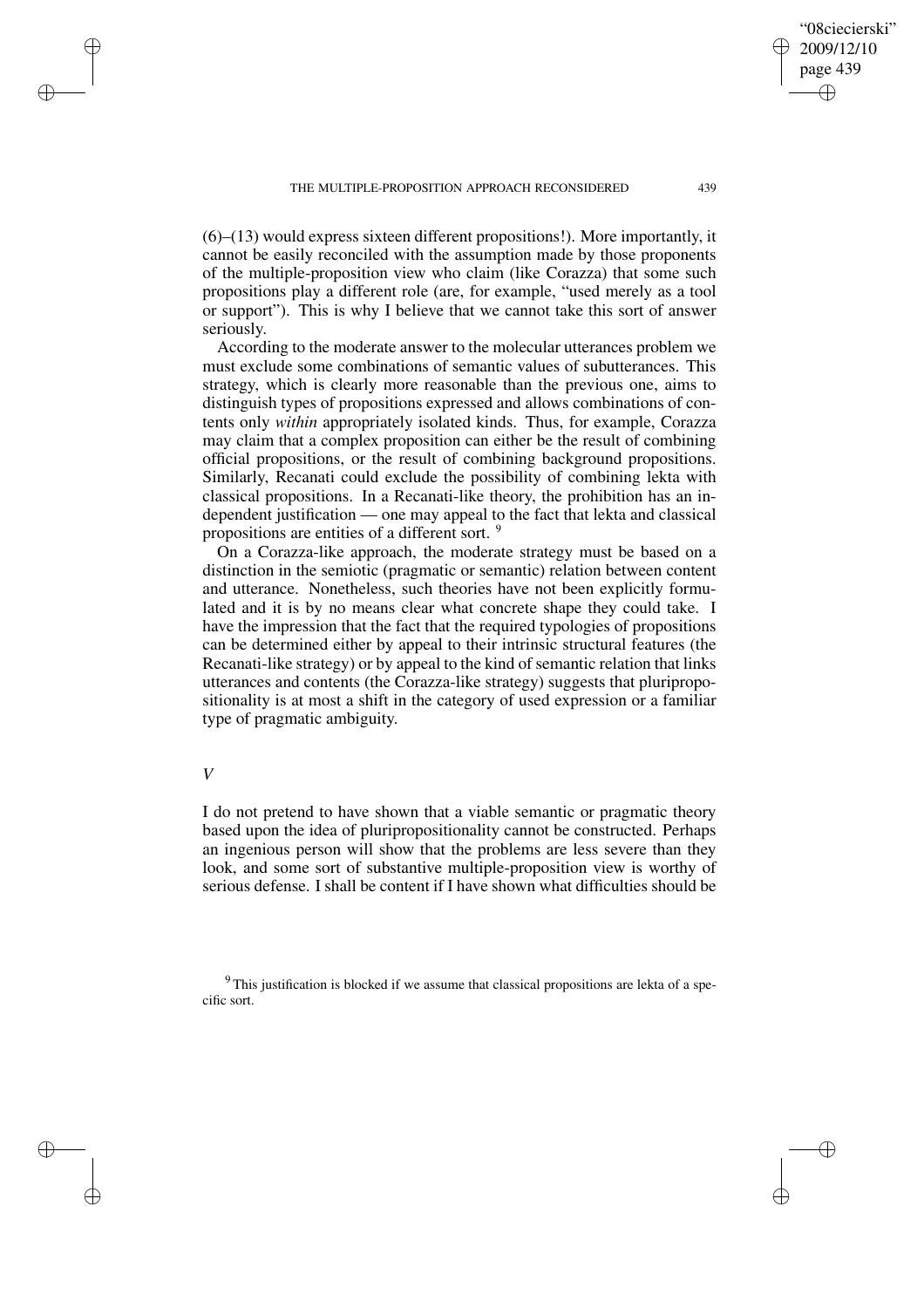(6)–(13) would express sixteen different propositions!). More importantly, it cannot be easily reconciled with the assumption made by those proponents of the multiple-proposition view who claim (like Corazza) that some such propositions play a different role (are, for example, "used merely as a tool or support"). This is why I believe that we cannot take this sort of answer seriously.

According to the moderate answer to the molecular utterances problem we must exclude some combinations of semantic values of subutterances. This strategy, which is clearly more reasonable than the previous one, aims to distinguish types of propositions expressed and allows combinations of contents only *within* appropriately isolated kinds. Thus, for example, Corazza may claim that a complex proposition can either be the result of combining official propositions, or the result of combining background propositions. Similarly, Recanati could exclude the possibility of combining lekta with classical propositions. In a Recanati-like theory, the prohibition has an independent justification — one may appeal to the fact that lekta and classical propositions are entities of a different sort. [9]

On a Corazza-like approach, the moderate strategy must be based on a distinction in the semiotic (pragmatic or semantic) relation between content and utterance. Nonetheless, such theories have not been explicitly formulated and it is by no means clear what concrete shape they could take. I have the impression that the fact that the required typologies of propositions can be determined either by appeal to their intrinsic structural features (the Recanati-like strategy) or by appeal to the kind of semantic relation that links utterances and contents (the Corazza-like strategy) suggests that pluripropositionality is at most a shift in the category of used expression or a familiar type of pragmatic ambiguity.

## *V*

I do not pretend to have shown that a viable semantic or pragmatic theory based upon the idea of pluripropositionality cannot be constructed. Perhaps an ingenious person will show that the problems are less severe than they look, and some sort of substantive multiple-proposition view is worthy of serious defense. I shall be content if I have shown what difficulties should be

[9] This justification is blocked if we assume that classical propositions are lekta of a specific sort.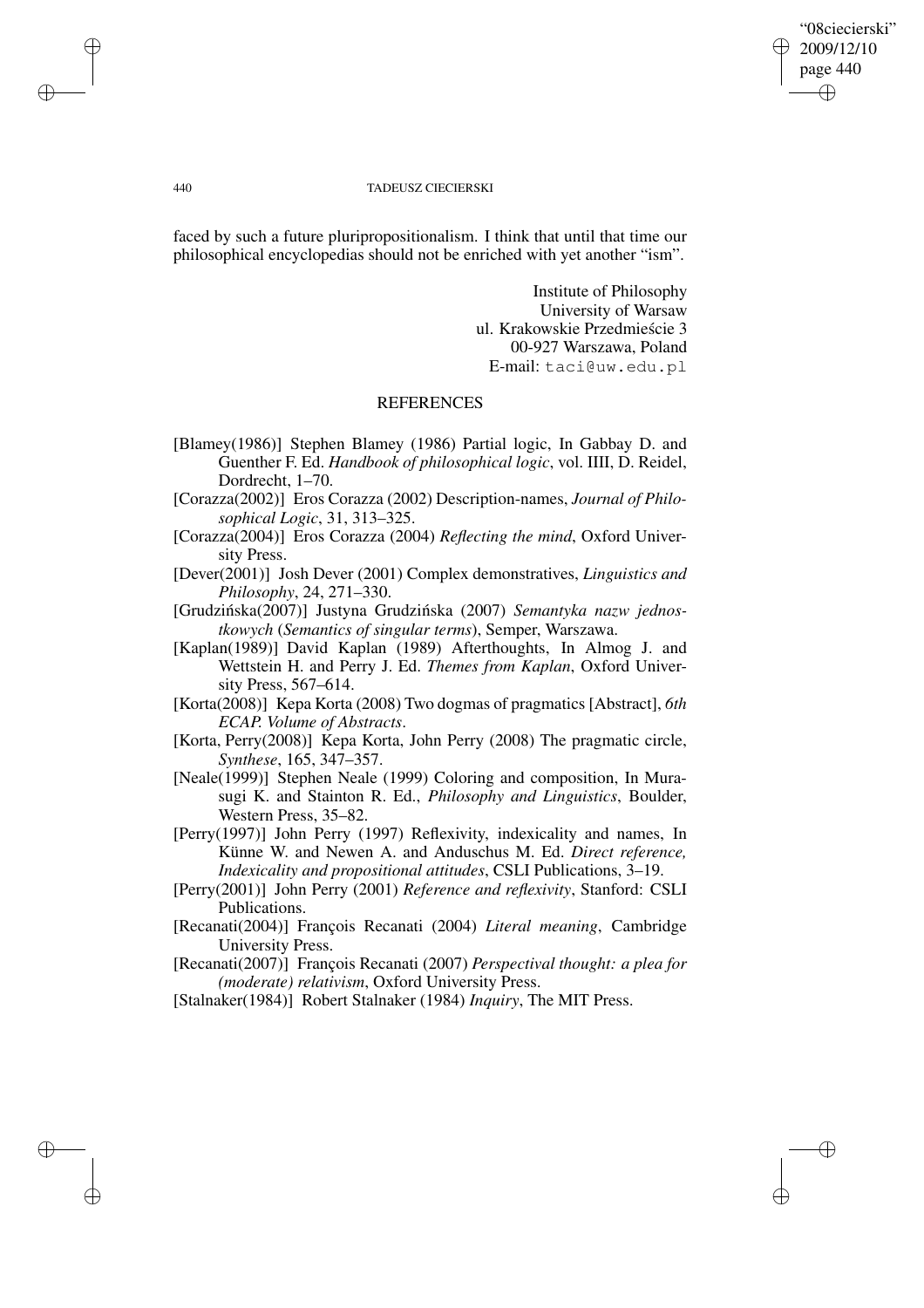faced by such a future plurippropositionalism. I think that until that time our philosophical encyclopedias should not be enriched with yet another "ism".

Institute of Philosophy
University of Warsaw
ul. Krakowskie Przedmieście 3
00-927 Warszawa, Poland
E-mail: taci@uw.edu.pl

## REFERENCES

[Blamey(1986)] Stephen Blamey (1986) Partial logic, In Gabbay D. and Guenther F. Ed. *Handbook of philosophical logic*, vol. IIII, D. Reidel, Dordrecht, 1–70.

[Corazza(2002)] Eros Corazza (2002) Description-names, *Journal of Philosophical Logic*, 31, 313–325.

[Corazza(2004)] Eros Corazza (2004) *Reflecting the mind*, Oxford University Press.

[Dever(2001)] Josh Dever (2001) Complex demonstratives, *Linguistics and Philosophy*, 24, 271–330.

[Grudzińska(2007)] Justyna Grudzińska (2007) *Semantyka nazw jednostkowych* (*Semantics of singular terms*), Semper, Warszawa.

[Kaplan(1989)] David Kaplan (1989) Afterthoughts, In Almog J. and Wettstein H. and Perry J. Ed. *Themes from Kaplan*, Oxford University Press, 567–614.

[Korta(2008)] Kepa Korta (2008) Two dogmas of pragmatics [Abstract], *6th ECAP. Volume of Abstracts*.

[Korta, Perry(2008)] Kepa Korta, John Perry (2008) The pragmatic circle, *Synthese*, 165, 347–357.

[Neale(1999)] Stephen Neale (1999) Coloring and composition, In Murasugi K. and Stainton R. Ed., *Philosophy and Linguistics*, Boulder, Western Press, 35–82.

[Perry(1997)] John Perry (1997) Reflexivity, indexicality and names, In Künne W. and Newen A. and Anduschus M. Ed. *Direct reference, Indexicality and propositional attitudes*, CSLI Publications, 3–19.

[Perry(2001)] John Perry (2001) *Reference and reflexivity*, Stanford: CSLI Publications.

[Recanati(2004)] François Recanati (2004) *Literal meaning*, Cambridge University Press.

[Recanati(2007)] François Recanati (2007) *Perspectival thought: a plea for (moderate) relativism*, Oxford University Press.

[Stalnaker(1984)] Robert Stalnaker (1984) *Inquiry*, The MIT Press.